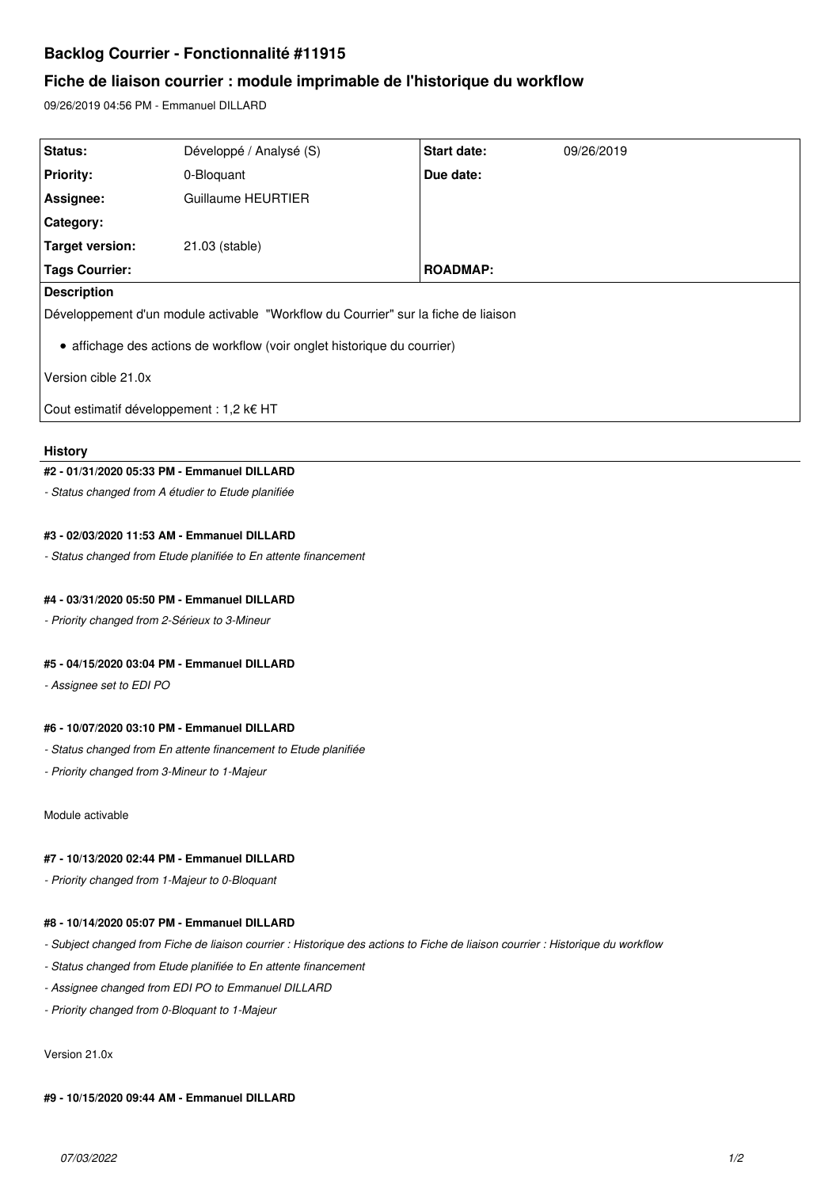# Backlog Courrier - Fonctionnalité #11915

## Fiche de liaison courrier : module imprimable de l'historique du workflow

09/26/2019 04:56 PM - Emmanuel DILLARD

| | | | |
|---|---|---|---|
| **Status:** | Développé / Analysé (S) | **Start date:** | 09/26/2019 |
| **Priority:** | 0-Bloquant | **Due date:** | |
| **Assignee:** | Guillaume HEURTIER | | |
| **Category:** | | | |
| **Target version:** | 21.03 (stable) | | |
| **Tags Courrier:** | | **ROADMAP:** | |

**Description**

Développement d'un module activable "Workflow du Courrier" sur la fiche de liaison

- affichage des actions de workflow (voir onglet historique du courrier)

Version cible 21.0x

Cout estimatif développement : 1,2 k€ HT

### History

#### #2 - 01/31/2020 05:33 PM - Emmanuel DILLARD

*- Status changed from A étudier to Etude planifiée*

#### #3 - 02/03/2020 11:53 AM - Emmanuel DILLARD

*- Status changed from Etude planifiée to En attente financement*

#### #4 - 03/31/2020 05:50 PM - Emmanuel DILLARD

*- Priority changed from 2-Sérieux to 3-Mineur*

#### #5 - 04/15/2020 03:04 PM - Emmanuel DILLARD

*- Assignee set to EDI PO*

#### #6 - 10/07/2020 03:10 PM - Emmanuel DILLARD

*- Status changed from En attente financement to Etude planifiée*

*- Priority changed from 3-Mineur to 1-Majeur*

Module activable

#### #7 - 10/13/2020 02:44 PM - Emmanuel DILLARD

*- Priority changed from 1-Majeur to 0-Bloquant*

#### #8 - 10/14/2020 05:07 PM - Emmanuel DILLARD

*- Subject changed from Fiche de liaison courrier : Historique des actions to Fiche de liaison courrier : Historique du workflow*

*- Status changed from Etude planifiée to En attente financement*

*- Assignee changed from EDI PO to Emmanuel DILLARD*

*- Priority changed from 0-Bloquant to 1-Majeur*

Version 21.0x

#### #9 - 10/15/2020 09:44 AM - Emmanuel DILLARD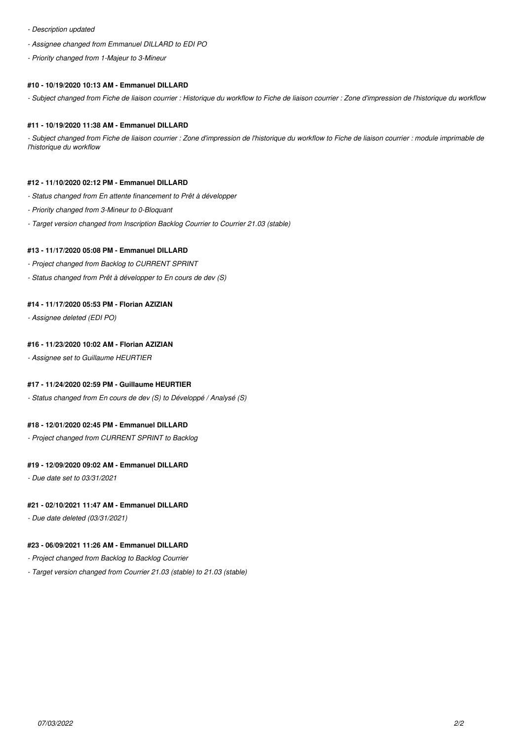*- Description updated*

*- Assignee changed from Emmanuel DILLARD to EDI PO*

*- Priority changed from 1-Majeur to 3-Mineur*

**#10 - 10/19/2020 10:13 AM - Emmanuel DILLARD**

*- Subject changed from Fiche de liaison courrier : Historique du workflow to Fiche de liaison courrier : Zone d'impression de l'historique du workflow*

**#11 - 10/19/2020 11:38 AM - Emmanuel DILLARD**

*- Subject changed from Fiche de liaison courrier : Zone d'impression de l'historique du workflow to Fiche de liaison courrier : module imprimable de l'historique du workflow*

**#12 - 11/10/2020 02:12 PM - Emmanuel DILLARD**

*- Status changed from En attente financement to Prêt à développer*

*- Priority changed from 3-Mineur to 0-Bloquant*

*- Target version changed from Inscription Backlog Courrier to Courrier 21.03 (stable)*

**#13 - 11/17/2020 05:08 PM - Emmanuel DILLARD**

*- Project changed from Backlog to CURRENT SPRINT*

*- Status changed from Prêt à développer to En cours de dev (S)*

**#14 - 11/17/2020 05:53 PM - Florian AZIZIAN**

*- Assignee deleted (EDI PO)*

**#16 - 11/23/2020 10:02 AM - Florian AZIZIAN**

*- Assignee set to Guillaume HEURTIER*

**#17 - 11/24/2020 02:59 PM - Guillaume HEURTIER**

*- Status changed from En cours de dev (S) to Développé / Analysé (S)*

**#18 - 12/01/2020 02:45 PM - Emmanuel DILLARD**

*- Project changed from CURRENT SPRINT to Backlog*

**#19 - 12/09/2020 09:02 AM - Emmanuel DILLARD**

*- Due date set to 03/31/2021*

**#21 - 02/10/2021 11:47 AM - Emmanuel DILLARD**

*- Due date deleted (03/31/2021)*

**#23 - 06/09/2021 11:26 AM - Emmanuel DILLARD**

*- Project changed from Backlog to Backlog Courrier*

*- Target version changed from Courrier 21.03 (stable) to 21.03 (stable)*